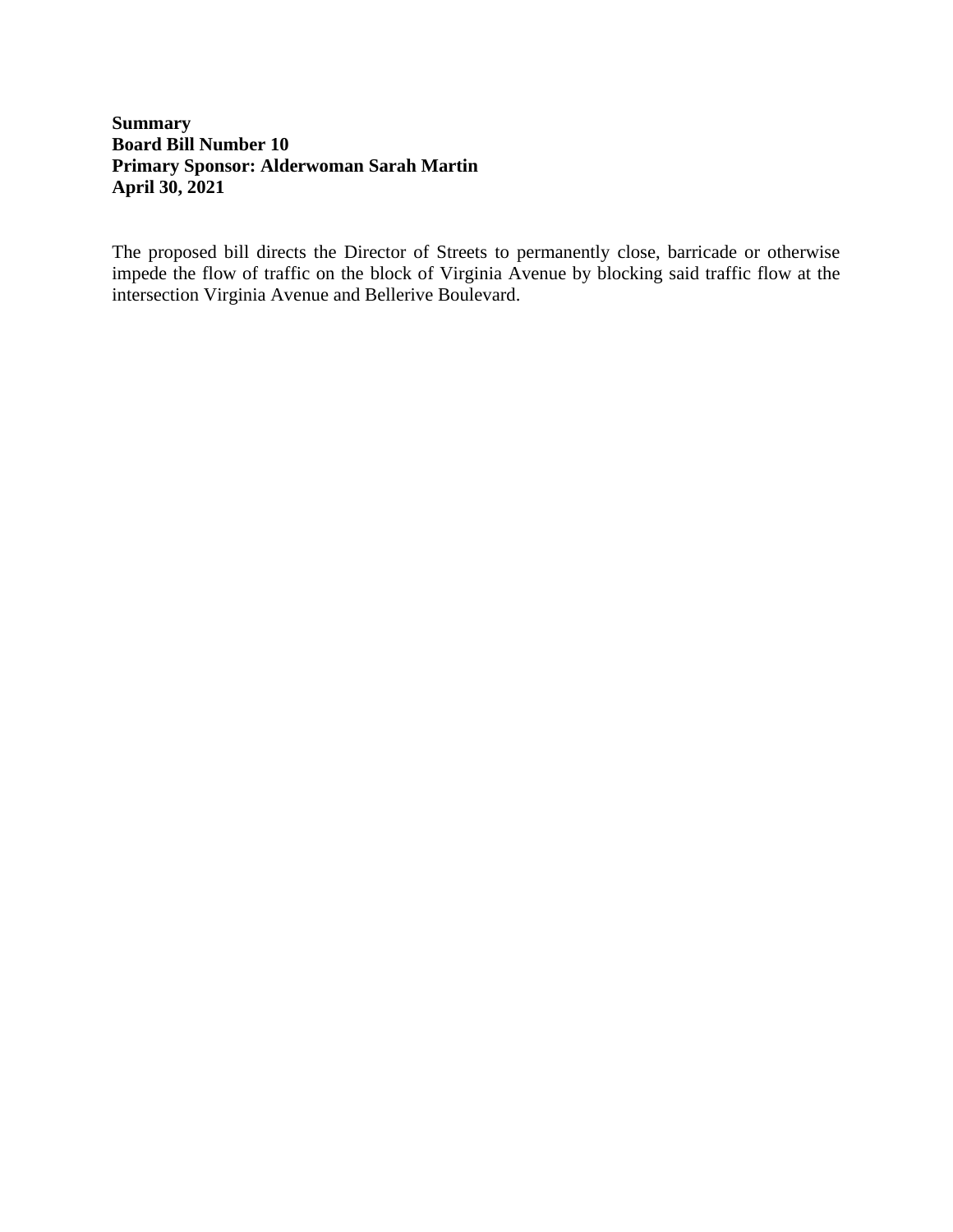**Summary**
**Board Bill Number 10**
**Primary Sponsor: Alderwoman Sarah Martin**
**April 30, 2021**

The proposed bill directs the Director of Streets to permanently close, barricade or otherwise impede the flow of traffic on the block of Virginia Avenue by blocking said traffic flow at the intersection Virginia Avenue and Bellerive Boulevard.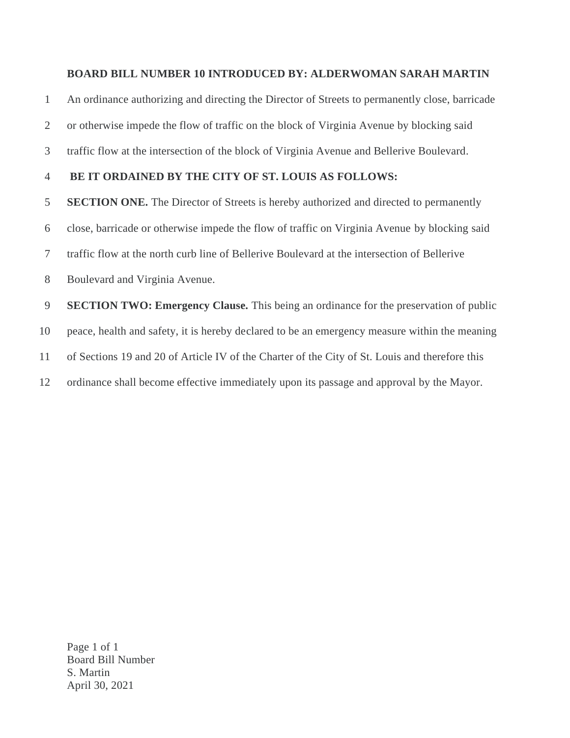**BOARD BILL NUMBER 10 INTRODUCED BY: ALDERWOMAN SARAH MARTIN**

An ordinance authorizing and directing the Director of Streets to permanently close, barricade or otherwise impede the flow of traffic on the block of Virginia Avenue by blocking said traffic flow at the intersection of the block of Virginia Avenue and Bellerive Boulevard.

**BE IT ORDAINED BY THE CITY OF ST. LOUIS AS FOLLOWS:**

**SECTION ONE.** The Director of Streets is hereby authorized and directed to permanently close, barricade or otherwise impede the flow of traffic on Virginia Avenue by blocking said traffic flow at the north curb line of Bellerive Boulevard at the intersection of Bellerive Boulevard and Virginia Avenue.

**SECTION TWO: Emergency Clause.** This being an ordinance for the preservation of public peace, health and safety, it is hereby declared to be an emergency measure within the meaning of Sections 19 and 20 of Article IV of the Charter of the City of St. Louis and therefore this ordinance shall become effective immediately upon its passage and approval by the Mayor.

Board Bill Number
S. Martin
April 30, 2021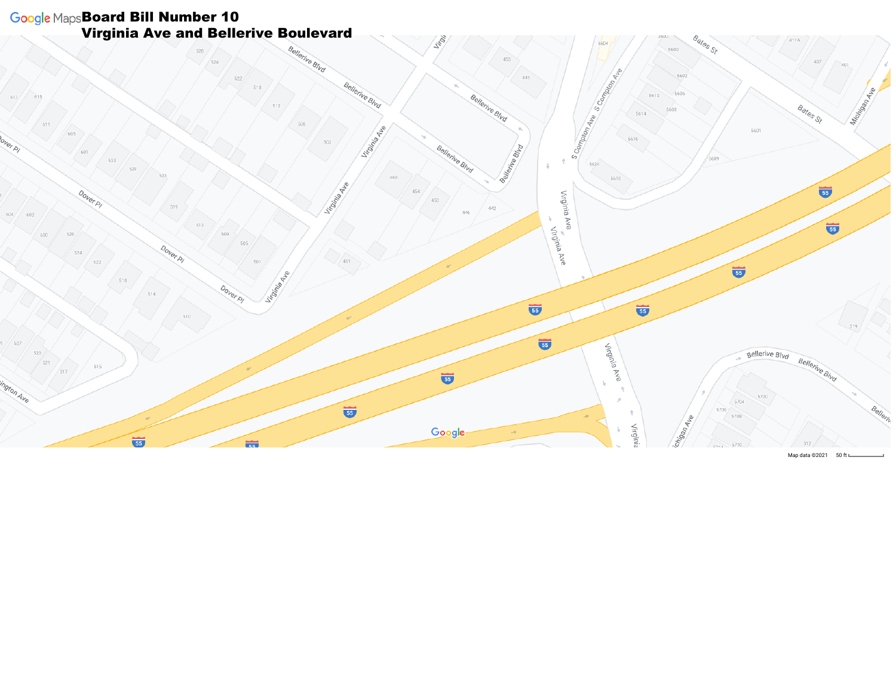**Board Bill Number 10**
**Virginia Ave and Bellerive Boulevard**